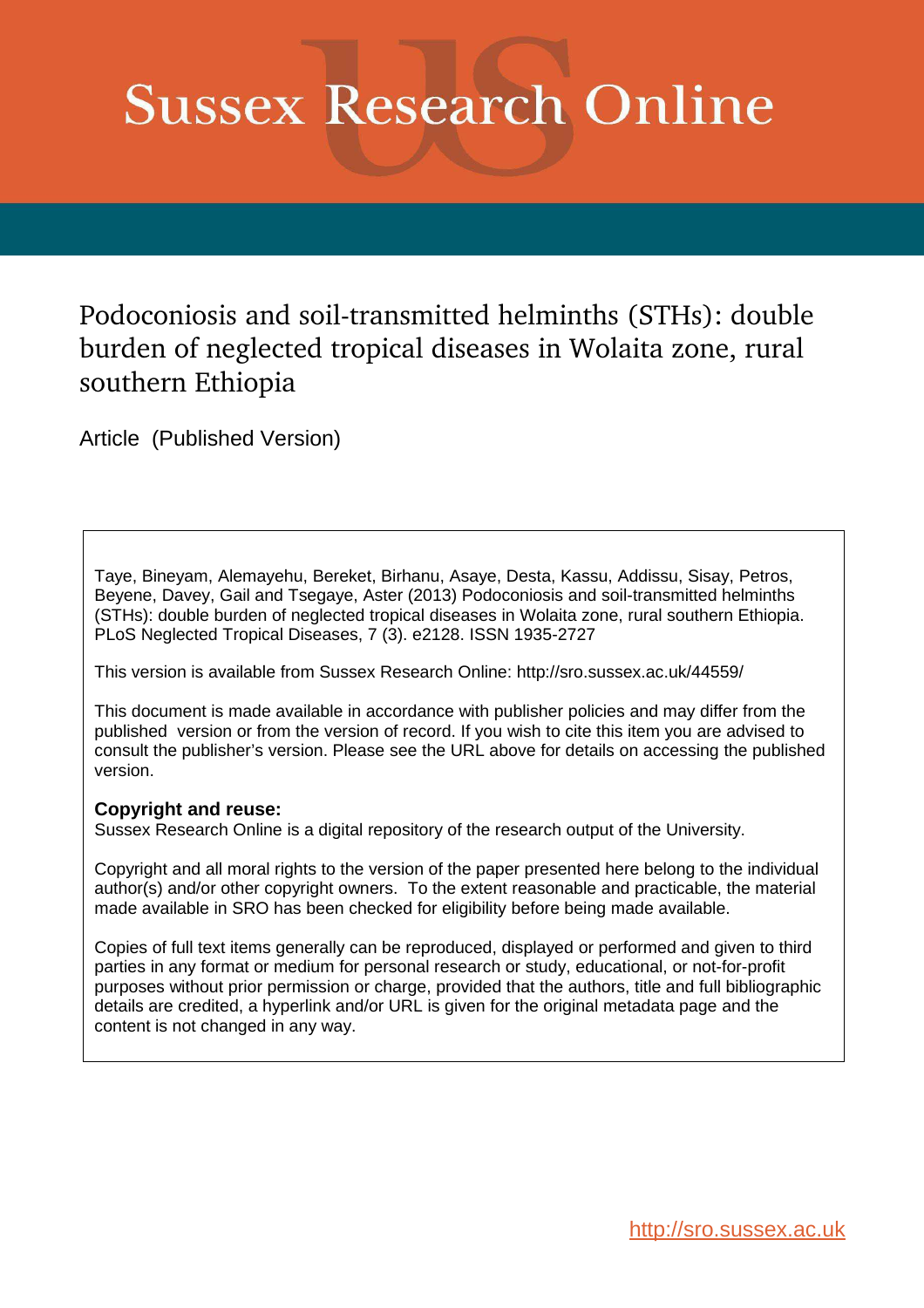# Sussex Research Online

## Podoconiosis and soil-transmitted helminths (STHs): double burden of neglected tropical diseases in Wolaita zone, rural southern Ethiopia

Article (Published Version)

Taye, Bineyam, Alemayehu, Bereket, Birhanu, Asaye, Desta, Kassu, Addissu, Sisay, Petros, Beyene, Davey, Gail and Tsegaye, Aster (2013) Podoconiosis and soil-transmitted helminths (STHs): double burden of neglected tropical diseases in Wolaita zone, rural southern Ethiopia. PLoS Neglected Tropical Diseases, 7 (3). e2128. ISSN 1935-2727

This version is available from Sussex Research Online: http://sro.sussex.ac.uk/44559/

This document is made available in accordance with publisher policies and may differ from the published version or from the version of record. If you wish to cite this item you are advised to consult the publisher's version. Please see the URL above for details on accessing the published version.

**Copyright and reuse:**
Sussex Research Online is a digital repository of the research output of the University.

Copyright and all moral rights to the version of the paper presented here belong to the individual author(s) and/or other copyright owners. To the extent reasonable and practicable, the material made available in SRO has been checked for eligibility before being made available.

Copies of full text items generally can be reproduced, displayed or performed and given to third parties in any format or medium for personal research or study, educational, or not-for-profit purposes without prior permission or charge, provided that the authors, title and full bibliographic details are credited, a hyperlink and/or URL is given for the original metadata page and the content is not changed in any way.

http://sro.sussex.ac.uk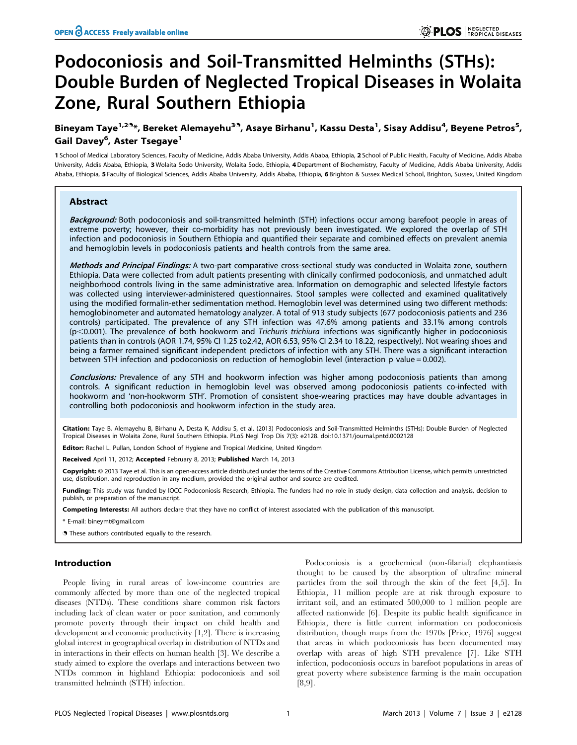# Podoconiosis and Soil-Transmitted Helminths (STHs): Double Burden of Neglected Tropical Diseases in Wolaita Zone, Rural Southern Ethiopia

**Bineyam Taye[1,2]\*, Bereket Alemayehu[3], Asaye Birhanu[1], Kassu Desta[1], Sisay Addisu[4], Beyene Petros[5], Gail Davey[6], Aster Tsegaye[1]**

1 School of Medical Laboratory Sciences, Faculty of Medicine, Addis Ababa University, Addis Ababa, Ethiopia, 2 School of Public Health, Faculty of Medicine, Addis Ababa University, Addis Ababa, Ethiopia, 3 Wolaita Sodo University, Wolaita Sodo, Ethiopia, 4 Department of Biochemistry, Faculty of Medicine, Addis Ababa University, Addis Ababa, Ethiopia, 5 Faculty of Biological Sciences, Addis Ababa University, Addis Ababa, Ethiopia, 6 Brighton & Sussex Medical School, Brighton, Sussex, United Kingdom

## Abstract

***Background:*** Both podoconiosis and soil-transmitted helminth (STH) infections occur among barefoot people in areas of extreme poverty; however, their co-morbidity has not previously been investigated. We explored the overlap of STH infection and podoconiosis in Southern Ethiopia and quantified their separate and combined effects on prevalent anemia and hemoglobin levels in podoconiosis patients and health controls from the same area.

***Methods and Principal Findings:*** A two-part comparative cross-sectional study was conducted in Wolaita zone, southern Ethiopia. Data were collected from adult patients presenting with clinically confirmed podoconiosis, and unmatched adult neighborhood controls living in the same administrative area. Information on demographic and selected lifestyle factors was collected using interviewer-administered questionnaires. Stool samples were collected and examined qualitatively using the modified formalin-ether sedimentation method. Hemoglobin level was determined using two different methods: hemoglobinometer and automated hematology analyzer. A total of 913 study subjects (677 podoconiosis patients and 236 controls) participated. The prevalence of any STH infection was 47.6% among patients and 33.1% among controls ($p<0.001$). The prevalence of both hookworm and *Trichuris trichiura* infections was significantly higher in podoconiosis patients than in controls (AOR 1.74, 95% CI 1.25 to2.42, AOR 6.53, 95% CI 2.34 to 18.22, respectively). Not wearing shoes and being a farmer remained significant independent predictors of infection with any STH. There was a significant interaction between STH infection and podoconiosis on reduction of hemoglobin level (interaction p value = 0.002).

***Conclusions:*** Prevalence of any STH and hookworm infection was higher among podoconiosis patients than among controls. A significant reduction in hemoglobin level was observed among podoconiosis patients co-infected with hookworm and 'non-hookworm STH'. Promotion of consistent shoe-wearing practices may have double advantages in controlling both podoconiosis and hookworm infection in the study area.

**Citation:** Taye B, Alemayehu B, Birhanu A, Desta K, Addisu S, et al. (2013) Podoconiosis and Soil-Transmitted Helminths (STHs): Double Burden of Neglected Tropical Diseases in Wolaita Zone, Rural Southern Ethiopia. PLoS Negl Trop Dis 7(3): e2128. doi:10.1371/journal.pntd.0002128

**Editor:** Rachel L. Pullan, London School of Hygiene and Tropical Medicine, United Kingdom

**Received** April 11, 2012; **Accepted** February 8, 2013; **Published** March 14, 2013

**Copyright:** © 2013 Taye et al. This is an open-access article distributed under the terms of the Creative Commons Attribution License, which permits unrestricted use, distribution, and reproduction in any medium, provided the original author and source are credited.

**Funding:** This study was funded by IOCC Podoconiosis Research, Ethiopia. The funders had no role in study design, data collection and analysis, decision to publish, or preparation of the manuscript.

**Competing Interests:** All authors declare that they have no conflict of interest associated with the publication of this manuscript.

\* E-mail: bineymt@gmail.com

These authors contributed equally to the research.

## Introduction

People living in rural areas of low-income countries are commonly affected by more than one of the neglected tropical diseases (NTDs). These conditions share common risk factors including lack of clean water or poor sanitation, and commonly promote poverty through their impact on child health and development and economic productivity [1,2]. There is increasing global interest in geographical overlap in distribution of NTDs and in interactions in their effects on human health [3]. We describe a study aimed to explore the overlaps and interactions between two NTDs common in highland Ethiopia: podoconiosis and soil transmitted helminth (STH) infection.

Podoconiosis is a geochemical (non-filarial) elephantiasis thought to be caused by the absorption of ultrafine mineral particles from the soil through the skin of the feet [4,5]. In Ethiopia, 11 million people are at risk through exposure to irritant soil, and an estimated 500,000 to 1 million people are affected nationwide [6]. Despite its public health significance in Ethiopia, there is little current information on podoconiosis distribution, though maps from the 1970s [Price, 1976] suggest that areas in which podoconiosis has been documented may overlap with areas of high STH prevalence [7]. Like STH infection, podoconiosis occurs in barefoot populations in areas of great poverty where subsistence farming is the main occupation [8,9].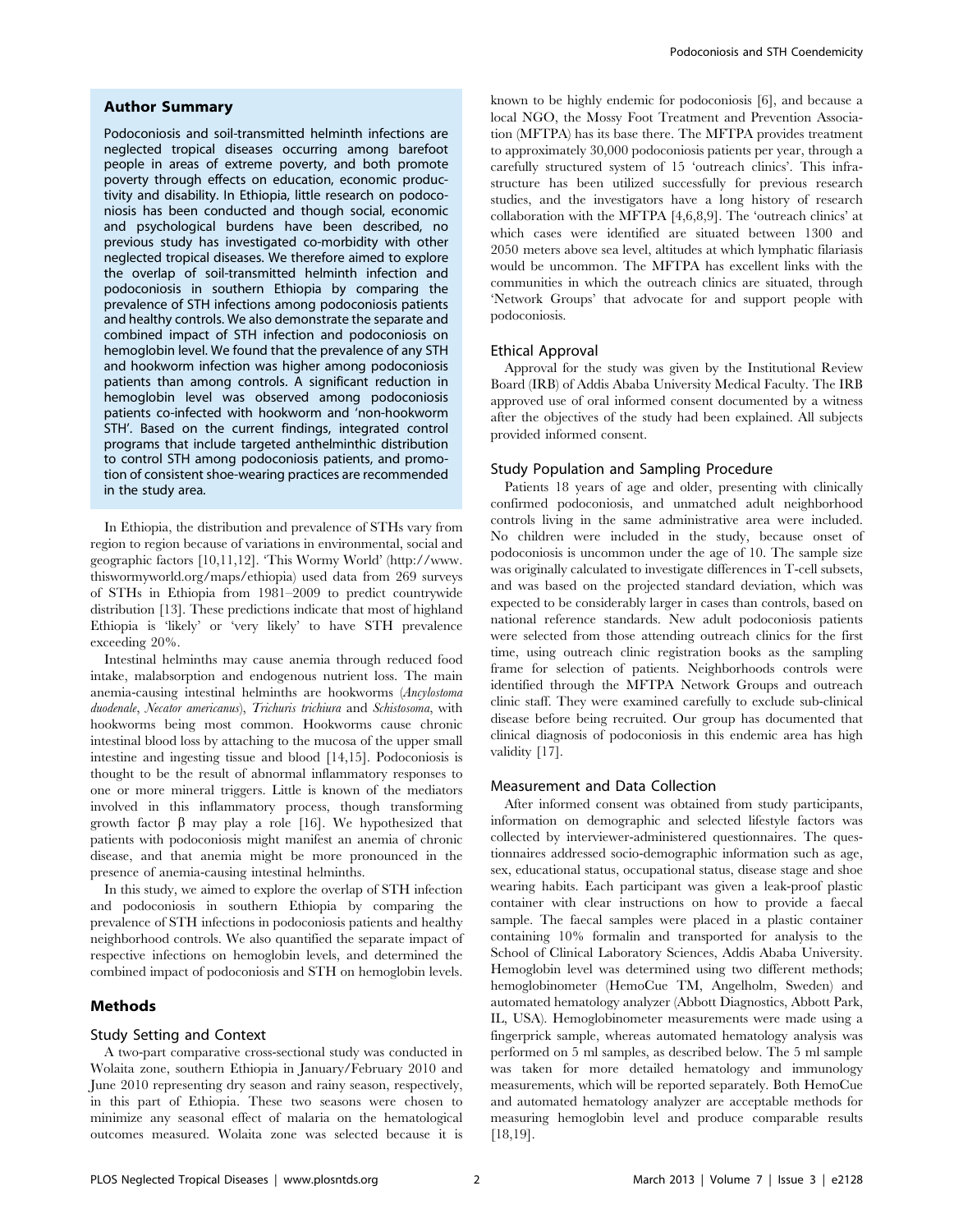## Author Summary

Podoconiosis and soil-transmitted helminth infections are neglected tropical diseases occurring among barefoot people in areas of extreme poverty, and both promote poverty through effects on education, economic productivity and disability. In Ethiopia, little research on podoconiosis has been conducted and though social, economic and psychological burdens have been described, no previous study has investigated co-morbidity with other neglected tropical diseases. We therefore aimed to explore the overlap of soil-transmitted helminth infection and podoconiosis in southern Ethiopia by comparing the prevalence of STH infections among podoconiosis patients and healthy controls. We also demonstrate the separate and combined impact of STH infection and podoconiosis on hemoglobin level. We found that the prevalence of any STH and hookworm infection was higher among podoconiosis patients than among controls. A significant reduction in hemoglobin level was observed among podoconiosis patients co-infected with hookworm and 'non-hookworm STH'. Based on the current findings, integrated control programs that include targeted anthelminthic distribution to control STH among podoconiosis patients, and promotion of consistent shoe-wearing practices are recommended in the study area.

In Ethiopia, the distribution and prevalence of STHs vary from region to region because of variations in environmental, social and geographic factors [10,11,12]. 'This Wormy World' (http://www.thiswormyworld.org/maps/ethiopia) used data from 269 surveys of STHs in Ethiopia from 1981–2009 to predict countrywide distribution [13]. These predictions indicate that most of highland Ethiopia is 'likely' or 'very likely' to have STH prevalence exceeding 20%.

Intestinal helminths may cause anemia through reduced food intake, malabsorption and endogenous nutrient loss. The main anemia-causing intestinal helminths are hookworms (*Ancylostoma duodenale*, *Necator americanus*), *Trichuris trichiura* and *Schistosoma*, with hookworms being most common. Hookworms cause chronic intestinal blood loss by attaching to the mucosa of the upper small intestine and ingesting tissue and blood [14,15]. Podoconiosis is thought to be the result of abnormal inflammatory responses to one or more mineral triggers. Little is known of the mediators involved in this inflammatory process, though transforming growth factor β may play a role [16]. We hypothesized that patients with podoconiosis might manifest an anemia of chronic disease, and that anemia might be more pronounced in the presence of anemia-causing intestinal helminths.

In this study, we aimed to explore the overlap of STH infection and podoconiosis in southern Ethiopia by comparing the prevalence of STH infections in podoconiosis patients and healthy neighborhood controls. We also quantified the separate impact of respective infections on hemoglobin levels, and determined the combined impact of podoconiosis and STH on hemoglobin levels.

## Methods

### Study Setting and Context

A two-part comparative cross-sectional study was conducted in Wolaita zone, southern Ethiopia in January/February 2010 and June 2010 representing dry season and rainy season, respectively, in this part of Ethiopia. These two seasons were chosen to minimize any seasonal effect of malaria on the hematological outcomes measured. Wolaita zone was selected because it is known to be highly endemic for podoconiosis [6], and because a local NGO, the Mossy Foot Treatment and Prevention Association (MFTPA) has its base there. The MFTPA provides treatment to approximately 30,000 podoconiosis patients per year, through a carefully structured system of 15 'outreach clinics'. This infrastructure has been utilized successfully for previous research studies, and the investigators have a long history of research collaboration with the MFTPA [4,6,8,9]. The 'outreach clinics' at which cases were identified are situated between 1300 and 2050 meters above sea level, altitudes at which lymphatic filariasis would be uncommon. The MFTPA has excellent links with the communities in which the outreach clinics are situated, through 'Network Groups' that advocate for and support people with podoconiosis.

### Ethical Approval

Approval for the study was given by the Institutional Review Board (IRB) of Addis Ababa University Medical Faculty. The IRB approved use of oral informed consent documented by a witness after the objectives of the study had been explained. All subjects provided informed consent.

### Study Population and Sampling Procedure

Patients 18 years of age and older, presenting with clinically confirmed podoconiosis, and unmatched adult neighborhood controls living in the same administrative area were included. No children were included in the study, because onset of podoconiosis is uncommon under the age of 10. The sample size was originally calculated to investigate differences in T-cell subsets, and was based on the projected standard deviation, which was expected to be considerably larger in cases than controls, based on national reference standards. New adult podoconiosis patients were selected from those attending outreach clinics for the first time, using outreach clinic registration books as the sampling frame for selection of patients. Neighborhoods controls were identified through the MFTPA Network Groups and outreach clinic staff. They were examined carefully to exclude sub-clinical disease before being recruited. Our group has documented that clinical diagnosis of podoconiosis in this endemic area has high validity [17].

### Measurement and Data Collection

After informed consent was obtained from study participants, information on demographic and selected lifestyle factors was collected by interviewer-administered questionnaires. The questionnaires addressed socio-demographic information such as age, sex, educational status, occupational status, disease stage and shoe wearing habits. Each participant was given a leak-proof plastic container with clear instructions on how to provide a faecal sample. The faecal samples were placed in a plastic container containing 10% formalin and transported for analysis to the School of Clinical Laboratory Sciences, Addis Ababa University. Hemoglobin level was determined using two different methods; hemoglobinometer (HemoCue TM, Angelholm, Sweden) and automated hematology analyzer (Abbott Diagnostics, Abbott Park, IL, USA). Hemoglobinometer measurements were made using a fingerprick sample, whereas automated hematology analysis was performed on 5 ml samples, as described below. The 5 ml sample was taken for more detailed hematology and immunology measurements, which will be reported separately. Both HemoCue and automated hematology analyzer are acceptable methods for measuring hemoglobin level and produce comparable results [18,19].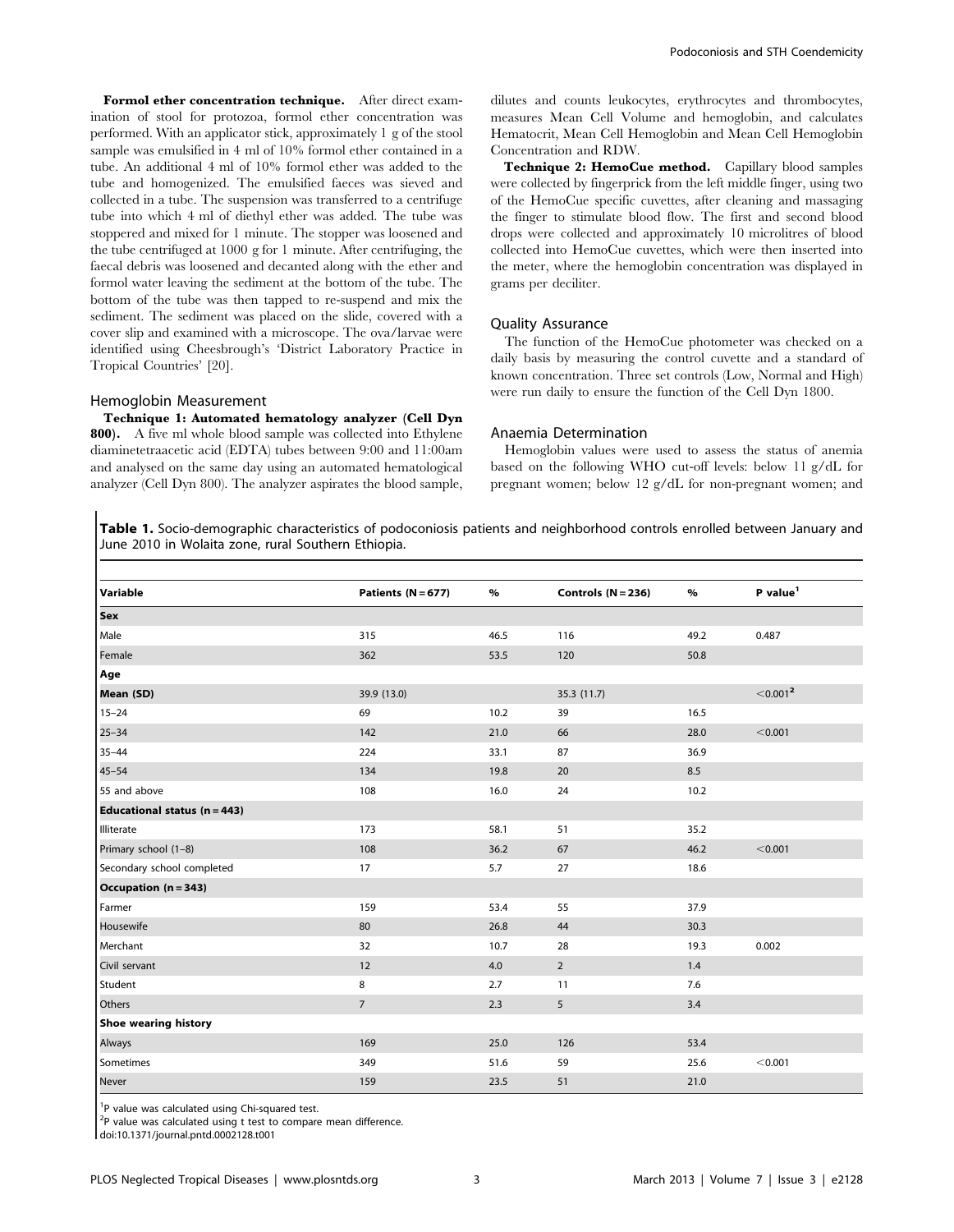**Formol ether concentration technique.** After direct examination of stool for protozoa, formol ether concentration was performed. With an applicator stick, approximately 1 g of the stool sample was emulsified in 4 ml of 10% formol ether contained in a tube. An additional 4 ml of 10% formol ether was added to the tube and homogenized. The emulsified faeces was sieved and collected in a tube. The suspension was transferred to a centrifuge tube into which 4 ml of diethyl ether was added. The tube was stoppered and mixed for 1 minute. The stopper was loosened and the tube centrifuged at 1000 g for 1 minute. After centrifuging, the faecal debris was loosened and decanted along with the ether and formol water leaving the sediment at the bottom of the tube. The bottom of the tube was then tapped to re-suspend and mix the sediment. The sediment was placed on the slide, covered with a cover slip and examined with a microscope. The ova/larvae were identified using Cheesbrough's 'District Laboratory Practice in Tropical Countries' [20].

## Hemoglobin Measurement

**Technique 1: Automated hematology analyzer (Cell Dyn 800).** A five ml whole blood sample was collected into Ethylene diaminetetraacetic acid (EDTA) tubes between 9:00 and 11:00am and analysed on the same day using an automated hematological analyzer (Cell Dyn 800). The analyzer aspirates the blood sample, dilutes and counts leukocytes, erythrocytes and thrombocytes, measures Mean Cell Volume and hemoglobin, and calculates Hematocrit, Mean Cell Hemoglobin and Mean Cell Hemoglobin Concentration and RDW.

**Technique 2: HemoCue method.** Capillary blood samples were collected by fingerprick from the left middle finger, using two of the HemoCue specific cuvettes, after cleaning and massaging the finger to stimulate blood flow. The first and second blood drops were collected and approximately 10 microlitres of blood collected into HemoCue cuvettes, which were then inserted into the meter, where the hemoglobin concentration was displayed in grams per deciliter.

## Quality Assurance

The function of the HemoCue photometer was checked on a daily basis by measuring the control cuvette and a standard of known concentration. Three set controls (Low, Normal and High) were run daily to ensure the function of the Cell Dyn 1800.

## Anaemia Determination

Hemoglobin values were used to assess the status of anemia based on the following WHO cut-off levels: below 11 g/dL for pregnant women; below 12 g/dL for non-pregnant women; and

**Table 1.** Socio-demographic characteristics of podoconiosis patients and neighborhood controls enrolled between January and June 2010 in Wolaita zone, rural Southern Ethiopia.

| Variable | Patients (N = 677) | % | Controls (N = 236) | % | P value[1] |
|---|---|---|---|---|---|
| **Sex** | | | | | |
| Male | 315 | 46.5 | 116 | 49.2 | 0.487 |
| Female | 362 | 53.5 | 120 | 50.8 | |
| **Age** | | | | | |
| **Mean (SD)** | 39.9 (13.0) | | 35.3 (11.7) | | <0.001[2] |
| 15–24 | 69 | 10.2 | 39 | 16.5 | |
| 25–34 | 142 | 21.0 | 66 | 28.0 | <0.001 |
| 35–44 | 224 | 33.1 | 87 | 36.9 | |
| 45–54 | 134 | 19.8 | 20 | 8.5 | |
| 55 and above | 108 | 16.0 | 24 | 10.2 | |
| **Educational status (n = 443)** | | | | | |
| Illiterate | 173 | 58.1 | 51 | 35.2 | |
| Primary school (1–8) | 108 | 36.2 | 67 | 46.2 | <0.001 |
| Secondary school completed | 17 | 5.7 | 27 | 18.6 | |
| **Occupation (n = 343)** | | | | | |
| Farmer | 159 | 53.4 | 55 | 37.9 | |
| Housewife | 80 | 26.8 | 44 | 30.3 | |
| Merchant | 32 | 10.7 | 28 | 19.3 | 0.002 |
| Civil servant | 12 | 4.0 | 2 | 1.4 | |
| Student | 8 | 2.7 | 11 | 7.6 | |
| Others | 7 | 2.3 | 5 | 3.4 | |
| **Shoe wearing history** | | | | | |
| Always | 169 | 25.0 | 126 | 53.4 | |
| Sometimes | 349 | 51.6 | 59 | 25.6 | <0.001 |
| Never | 159 | 23.5 | 51 | 21.0 | |

[1]P value was calculated using Chi-squared test.
[2]P value was calculated using t test to compare mean difference.
doi:10.1371/journal.pntd.0002128.t001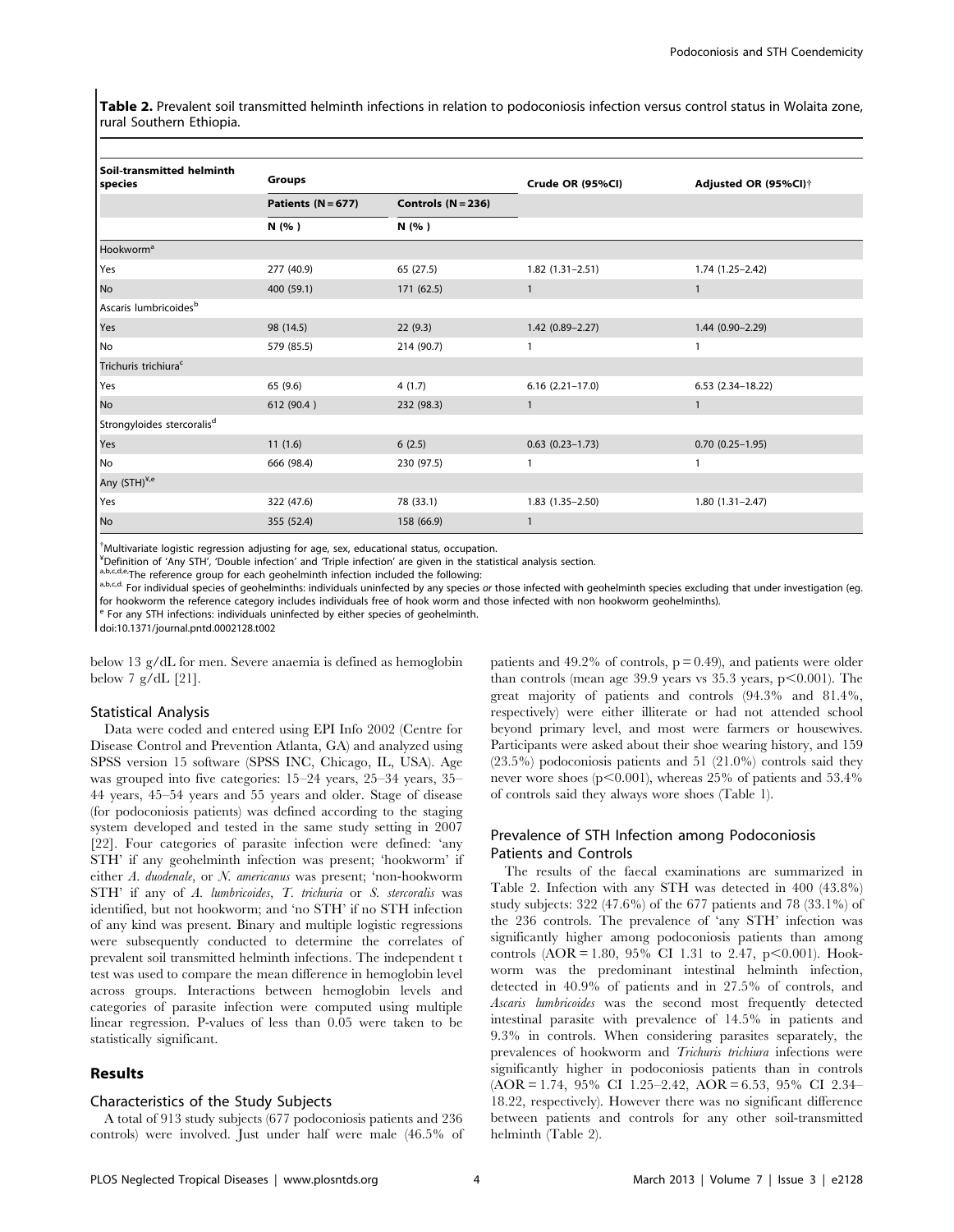**Table 2.** Prevalent soil transmitted helminth infections in relation to podoconiosis infection versus control status in Wolaita zone, rural Southern Ethiopia.

| Soil-transmitted helminth species | Groups | | Crude OR (95%CI) | Adjusted OR (95%CI)† |
|---|---|---|---|---|
| | Patients (N = 677) | Controls (N = 236) | | |
| | N (%) | N (%) | | |
| Hookworm[a] | | | | |
| Yes | 277 (40.9) | 65 (27.5) | 1.82 (1.31–2.51) | 1.74 (1.25–2.42) |
| No | 400 (59.1) | 171 (62.5) | 1 | 1 |
| Ascaris lumbricoides[b] | | | | |
| Yes | 98 (14.5) | 22 (9.3) | 1.42 (0.89–2.27) | 1.44 (0.90–2.29) |
| No | 579 (85.5) | 214 (90.7) | 1 | 1 |
| Trichuris trichiura[c] | | | | |
| Yes | 65 (9.6) | 4 (1.7) | 6.16 (2.21–17.0) | 6.53 (2.34–18.22) |
| No | 612 (90.4 ) | 232 (98.3) | 1 | 1 |
| Strongyloides stercoralis[d] | | | | |
| Yes | 11 (1.6) | 6 (2.5) | 0.63 (0.23–1.73) | 0.70 (0.25–1.95) |
| No | 666 (98.4) | 230 (97.5) | 1 | 1 |
| Any (STH)[¥,e] | | | | |
| Yes | 322 (47.6) | 78 (33.1) | 1.83 (1.35–2.50) | 1.80 (1.31–2.47) |
| No | 355 (52.4) | 158 (66.9) | 1 | |

†Multivariate logistic regression adjusting for age, sex, educational status, occupation.
¥Definition of 'Any STH', 'Double infection' and 'Triple infection' are given in the statistical analysis section.
a,b,c,d,e The reference group for each geohelminth infection included the following:
a,b,c,d. For individual species of geohelminths: individuals uninfected by any species *or* those infected with geohelminth species excluding that under investigation (eg. for hookworm the reference category includes individuals free of hook worm and those infected with non hookworm geohelminths).
e For any STH infections: individuals uninfected by either species of geohelminth.
doi:10.1371/journal.pntd.0002128.t002

below 13 g/dL for men. Severe anaemia is defined as hemoglobin below 7 g/dL [21].

### Statistical Analysis

Data were coded and entered using EPI Info 2002 (Centre for Disease Control and Prevention Atlanta, GA) and analyzed using SPSS version 15 software (SPSS INC, Chicago, IL, USA). Age was grouped into five categories: 15–24 years, 25–34 years, 35–44 years, 45–54 years and 55 years and older. Stage of disease (for podoconiosis patients) was defined according to the staging system developed and tested in the same study setting in 2007 [22]. Four categories of parasite infection were defined: 'any STH' if any geohelminth infection was present; 'hookworm' if either *A. duodenale*, or *N. americanus* was present; 'non-hookworm STH' if any of *A. lumbricoides*, *T. trichuria* or *S. stercoralis* was identified, but not hookworm; and 'no STH' if no STH infection of any kind was present. Binary and multiple logistic regressions were subsequently conducted to determine the correlates of prevalent soil transmitted helminth infections. The independent t test was used to compare the mean difference in hemoglobin level across groups. Interactions between hemoglobin levels and categories of parasite infection were computed using multiple linear regression. P-values of less than 0.05 were taken to be statistically significant.

## Results

### Characteristics of the Study Subjects

A total of 913 study subjects (677 podoconiosis patients and 236 controls) were involved. Just under half were male (46.5% of patients and 49.2% of controls, p = 0.49), and patients were older than controls (mean age 39.9 years vs 35.3 years, $p<0.001$). The great majority of patients and controls (94.3% and 81.4%, respectively) were either illiterate or had not attended school beyond primary level, and most were farmers or housewives. Participants were asked about their shoe wearing history, and 159 (23.5%) podoconiosis patients and 51 (21.0%) controls said they never wore shoes ($p<0.001$), whereas 25% of patients and 53.4% of controls said they always wore shoes (Table 1).

### Prevalence of STH Infection among Podoconiosis Patients and Controls

The results of the faecal examinations are summarized in Table 2. Infection with any STH was detected in 400 (43.8%) study subjects: 322 (47.6%) of the 677 patients and 78 (33.1%) of the 236 controls. The prevalence of 'any STH' infection was significantly higher among podoconiosis patients than among controls (AOR = 1.80, 95% CI 1.31 to 2.47, $p<0.001$). Hookworm was the predominant intestinal helminth infection, detected in 40.9% of patients and in 27.5% of controls, and *Ascaris lumbricoides* was the second most frequently detected intestinal parasite with prevalence of 14.5% in patients and 9.3% in controls. When considering parasites separately, the prevalences of hookworm and *Trichuris trichiura* infections were significantly higher in podoconiosis patients than in controls (AOR = 1.74, 95% CI 1.25–2.42, AOR = 6.53, 95% CI 2.34–18.22, respectively). However there was no significant difference between patients and controls for any other soil-transmitted helminth (Table 2).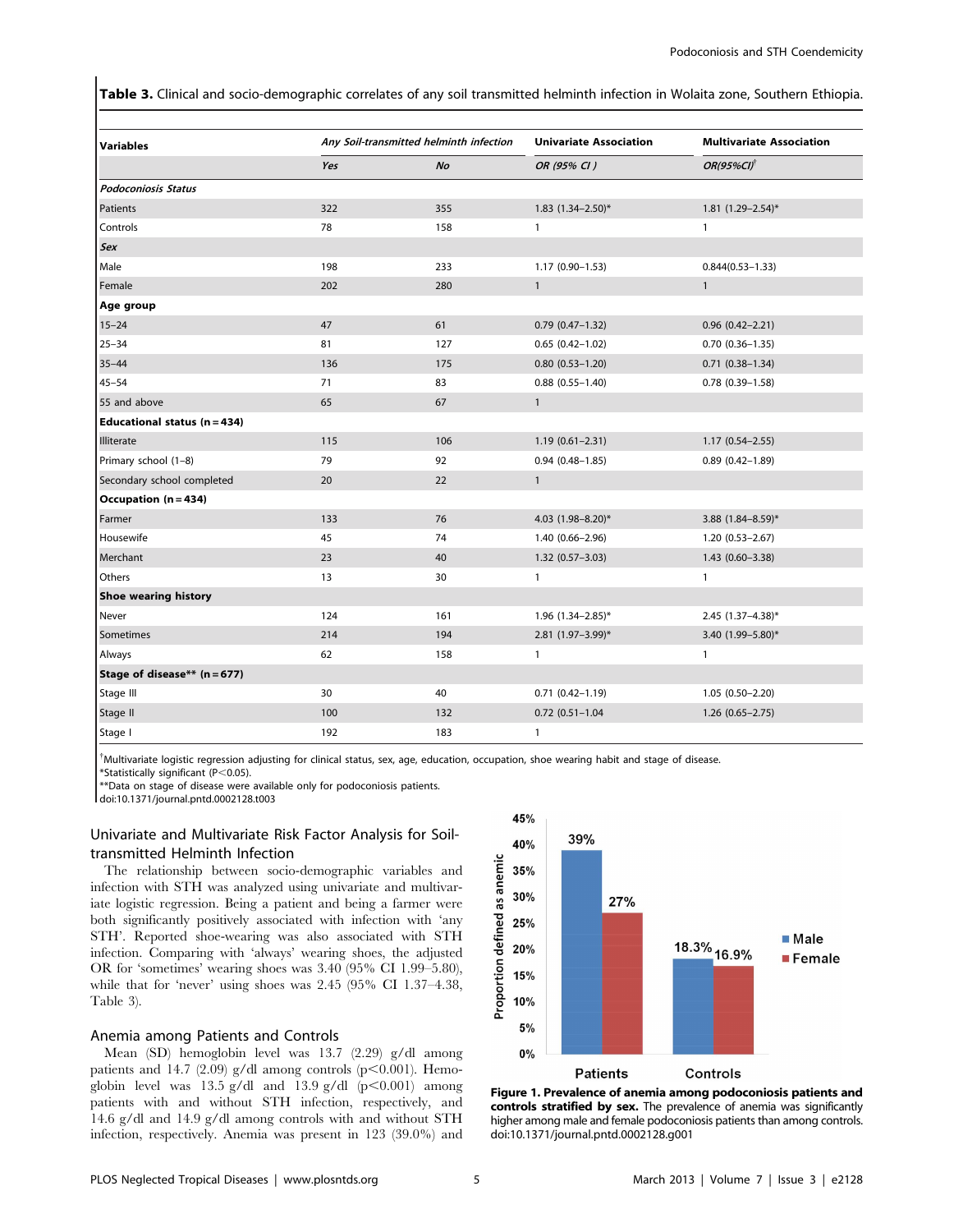**Table 3.** Clinical and socio-demographic correlates of any soil transmitted helminth infection in Wolaita zone, Southern Ethiopia.

| Variables | *Any Soil-transmitted helminth infection* | | **Univariate Association** | **Multivariate Association** |
|---|---|---|---|---|
| | *Yes* | *No* | *OR (95% CI )* | *OR(95%CI)*[†] |
| ***Podoconiosis Status*** | | | | |
| Patients | 322 | 355 | 1.83 (1.34–2.50)* | 1.81 (1.29–2.54)* |
| Controls | 78 | 158 | 1 | 1 |
| ***Sex*** | | | | |
| Male | 198 | 233 | 1.17 (0.90–1.53) | 0.844(0.53–1.33) |
| Female | 202 | 280 | 1 | 1 |
| **Age group** | | | | |
| 15–24 | 47 | 61 | 0.79 (0.47–1.32) | 0.96 (0.42–2.21) |
| 25–34 | 81 | 127 | 0.65 (0.42–1.02) | 0.70 (0.36–1.35) |
| 35–44 | 136 | 175 | 0.80 (0.53–1.20) | 0.71 (0.38–1.34) |
| 45–54 | 71 | 83 | 0.88 (0.55–1.40) | 0.78 (0.39–1.58) |
| 55 and above | 65 | 67 | 1 | |
| **Educational status (n = 434)** | | | | |
| Illiterate | 115 | 106 | 1.19 (0.61–2.31) | 1.17 (0.54–2.55) |
| Primary school (1–8) | 79 | 92 | 0.94 (0.48–1.85) | 0.89 (0.42–1.89) |
| Secondary school completed | 20 | 22 | 1 | |
| **Occupation (n = 434)** | | | | |
| Farmer | 133 | 76 | 4.03 (1.98–8.20)* | 3.88 (1.84–8.59)* |
| Housewife | 45 | 74 | 1.40 (0.66–2.96) | 1.20 (0.53–2.67) |
| Merchant | 23 | 40 | 1.32 (0.57–3.03) | 1.43 (0.60–3.38) |
| Others | 13 | 30 | 1 | 1 |
| **Shoe wearing history** | | | | |
| Never | 124 | 161 | 1.96 (1.34–2.85)* | 2.45 (1.37–4.38)* |
| Sometimes | 214 | 194 | 2.81 (1.97–3.99)* | 3.40 (1.99–5.80)* |
| Always | 62 | 158 | 1 | 1 |
| **Stage of disease\*\* (n = 677)** | | | | |
| Stage III | 30 | 40 | 0.71 (0.42–1.19) | 1.05 (0.50–2.20) |
| Stage II | 100 | 132 | 0.72 (0.51–1.04 | 1.26 (0.65–2.75) |
| Stage I | 192 | 183 | 1 | 1 |

[†]Multivariate logistic regression adjusting for clinical status, sex, age, education, occupation, shoe wearing habit and stage of disease.
*Statistically significant ($P<0.05$).
**Data on stage of disease were available only for podoconiosis patients.
doi:10.1371/journal.pntd.0002128.t003

## Univariate and Multivariate Risk Factor Analysis for Soil-transmitted Helminth Infection

The relationship between socio-demographic variables and infection with STH was analyzed using univariate and multivariate logistic regression. Being a patient and being a farmer were both significantly positively associated with infection with 'any STH'. Reported shoe-wearing was also associated with STH infection. Comparing with 'always' wearing shoes, the adjusted OR for 'sometimes' wearing shoes was 3.40 (95% CI 1.99–5.80), while that for 'never' using shoes was 2.45 (95% CI 1.37–4.38, Table 3).

## Anemia among Patients and Controls

Mean (SD) hemoglobin level was 13.7 (2.29) g/dl among patients and 14.7 (2.09) g/dl among controls ($p<0.001$). Hemoglobin level was 13.5 g/dl and 13.9 g/dl ($p<0.001$) among patients with and without STH infection, respectively, and 14.6 g/dl and 14.9 g/dl among controls with and without STH infection, respectively. Anemia was present in 123 (39.0%) and

**Figure 1. Prevalence of anemia among podoconiosis patients and controls stratified by sex.** The prevalence of anemia was significantly higher among male and female podoconiosis patients than among controls.
doi:10.1371/journal.pntd.0002128.g001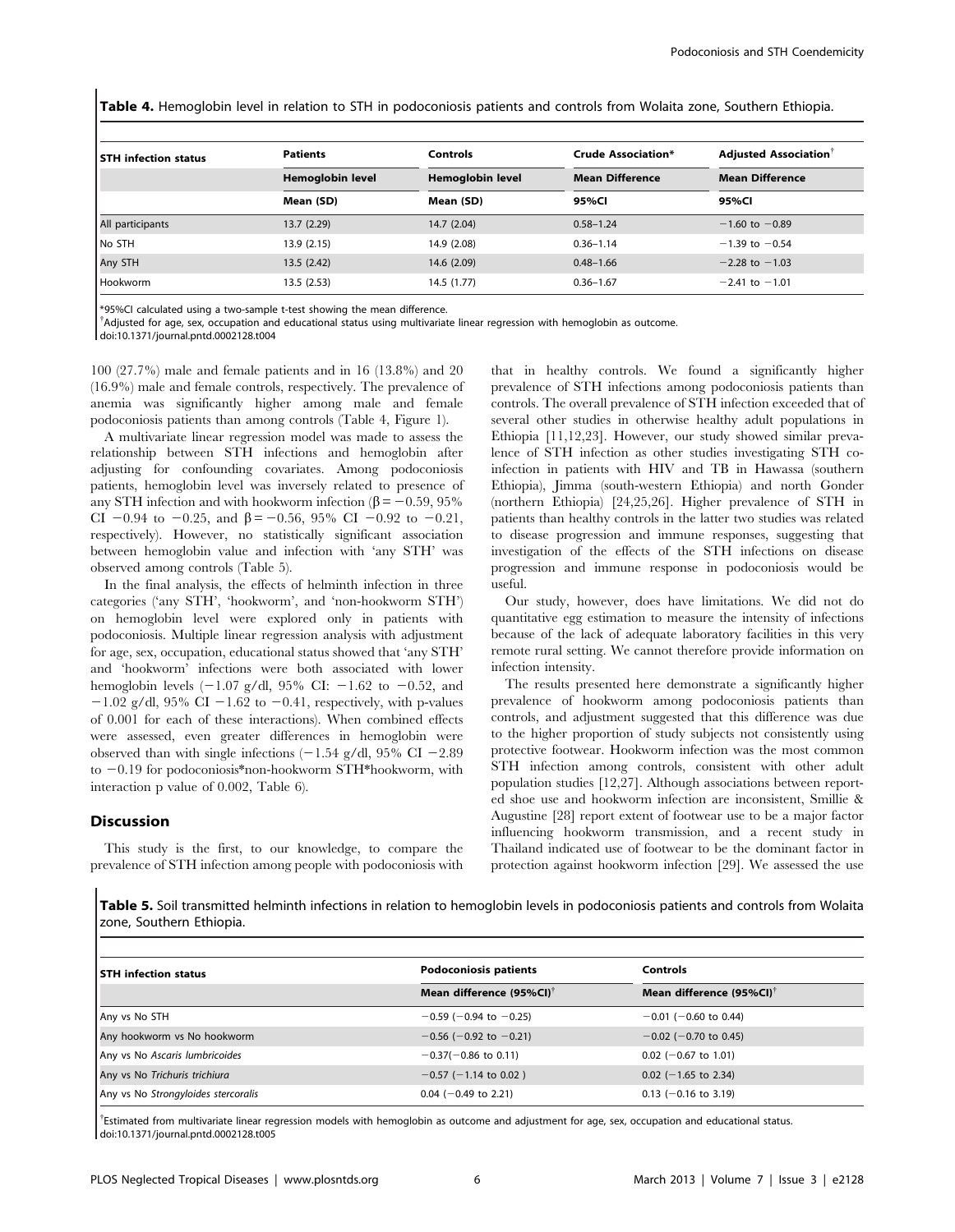**Table 4.** Hemoglobin level in relation to STH in podoconiosis patients and controls from Wolaita zone, Southern Ethiopia.

| STH infection status | Patients | Controls | Crude Association* | Adjusted Association† |
|---|---|---|---|---|
| | Hemoglobin level | Hemoglobin level | Mean Difference | Mean Difference |
| | Mean (SD) | Mean (SD) | 95%CI | 95%CI |
| All participants | 13.7 (2.29) | 14.7 (2.04) | 0.58–1.24 | −1.60 to −0.89 |
| No STH | 13.9 (2.15) | 14.9 (2.08) | 0.36–1.14 | −1.39 to −0.54 |
| Any STH | 13.5 (2.42) | 14.6 (2.09) | 0.48–1.66 | −2.28 to −1.03 |
| Hookworm | 13.5 (2.53) | 14.5 (1.77) | 0.36–1.67 | −2.41 to −1.01 |

*95%CI calculated using a two-sample t-test showing the mean difference.
†Adjusted for age, sex, occupation and educational status using multivariate linear regression with hemoglobin as outcome.
doi:10.1371/journal.pntd.0002128.t004

100 (27.7%) male and female patients and in 16 (13.8%) and 20 (16.9%) male and female controls, respectively. The prevalence of anemia was significantly higher among male and female podoconiosis patients than among controls (Table 4, Figure 1).

A multivariate linear regression model was made to assess the relationship between STH infections and hemoglobin after adjusting for confounding covariates. Among podoconiosis patients, hemoglobin level was inversely related to presence of any STH infection and with hookworm infection ($\beta = -0.59$, 95% CI −0.94 to −0.25, and $\beta = -0.56$, 95% CI −0.92 to −0.21, respectively). However, no statistically significant association between hemoglobin value and infection with 'any STH' was observed among controls (Table 5).

In the final analysis, the effects of helminth infection in three categories ('any STH', 'hookworm', and 'non-hookworm STH') on hemoglobin level were explored only in patients with podoconiosis. Multiple linear regression analysis with adjustment for age, sex, occupation, educational status showed that 'any STH' and 'hookworm' infections were both associated with lower hemoglobin levels (−1.07 g/dl, 95% CI: −1.62 to −0.52, and −1.02 g/dl, 95% CI −1.62 to −0.41, respectively, with p-values of 0.001 for each of these interactions). When combined effects were assessed, even greater differences in hemoglobin were observed than with single infections (−1.54 g/dl, 95% CI −2.89 to −0.19 for podoconiosis*non-hookworm STH*hookworm, with interaction p value of 0.002, Table 6).

## Discussion

This study is the first, to our knowledge, to compare the prevalence of STH infection among people with podoconiosis with that in healthy controls. We found a significantly higher prevalence of STH infections among podoconiosis patients than controls. The overall prevalence of STH infection exceeded that of several other studies in otherwise healthy adult populations in Ethiopia [11,12,23]. However, our study showed similar prevalence of STH infection as other studies investigating STH co-infection in patients with HIV and TB in Hawassa (southern Ethiopia), Jimma (south-western Ethiopia) and north Gonder (northern Ethiopia) [24,25,26]. Higher prevalence of STH in patients than healthy controls in the latter two studies was related to disease progression and immune responses, suggesting that investigation of the effects of the STH infections on disease progression and immune response in podoconiosis would be useful.

Our study, however, does have limitations. We did not do quantitative egg estimation to measure the intensity of infections because of the lack of adequate laboratory facilities in this very remote rural setting. We cannot therefore provide information on infection intensity.

The results presented here demonstrate a significantly higher prevalence of hookworm among podoconiosis patients than controls, and adjustment suggested that this difference was due to the higher proportion of study subjects not consistently using protective footwear. Hookworm infection was the most common STH infection among controls, consistent with other adult population studies [12,27]. Although associations between reported shoe use and hookworm infection are inconsistent, Smillie & Augustine [28] report extent of footwear use to be a major factor influencing hookworm transmission, and a recent study in Thailand indicated use of footwear to be the dominant factor in protection against hookworm infection [29]. We assessed the use

**Table 5.** Soil transmitted helminth infections in relation to hemoglobin levels in podoconiosis patients and controls from Wolaita zone, Southern Ethiopia.

| STH infection status | Podoconiosis patients | Controls |
|---|---|---|
| | Mean difference (95%CI)† | Mean difference (95%CI)† |
| Any vs No STH | −0.59 (−0.94 to −0.25) | −0.01 (−0.60 to 0.44) |
| Any hookworm vs No hookworm | −0.56 (−0.92 to −0.21) | −0.02 (−0.70 to 0.45) |
| Any vs No *Ascaris lumbricoides* | −0.37(−0.86 to 0.11) | 0.02 (−0.67 to 1.01) |
| Any vs No *Trichuris trichiura* | −0.57 (−1.14 to 0.02 ) | 0.02 (−1.65 to 2.34) |
| Any vs No *Strongyloides stercoralis* | 0.04 (−0.49 to 2.21) | 0.13 (−0.16 to 3.19) |

†Estimated from multivariate linear regression models with hemoglobin as outcome and adjustment for age, sex, occupation and educational status.
doi:10.1371/journal.pntd.0002128.t005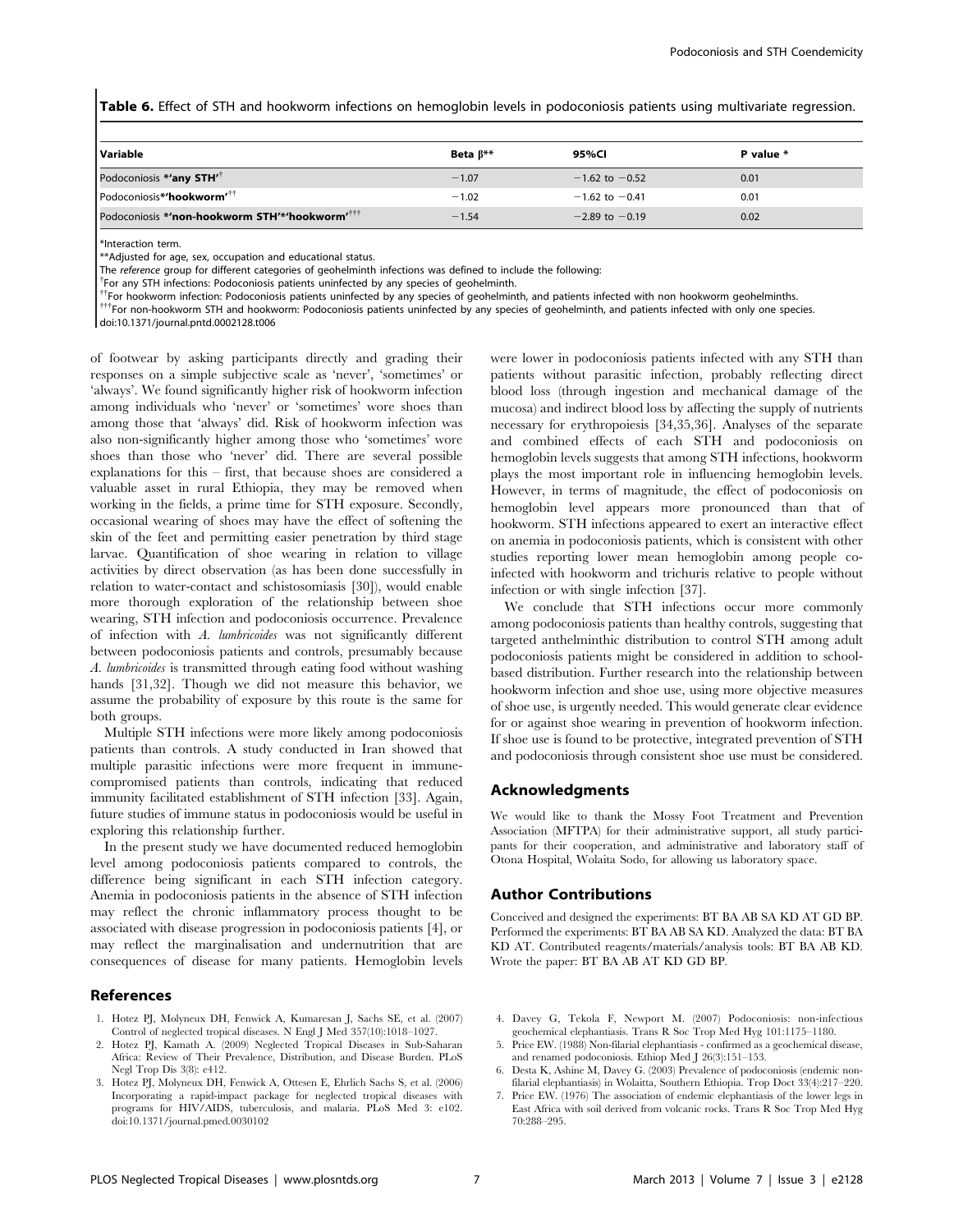**Table 6.** Effect of STH and hookworm infections on hemoglobin levels in podoconiosis patients using multivariate regression.

| Variable | Beta β** | 95%CI | P value * |
|---|---|---|---|
| Podoconiosis *'**any STH**'[†] | −1.07 | −1.62 to −0.52 | 0.01 |
| Podoconiosis*'**hookworm**'[††] | −1.02 | −1.62 to −0.41 | 0.01 |
| Podoconiosis *'**non-hookworm STH**'*'**hookworm**'[†††] | −1.54 | −2.89 to −0.19 | 0.02 |

*Interaction term.

**Adjusted for age, sex, occupation and educational status.

The *reference* group for different categories of geohelminth infections was defined to include the following:

[†]For any STH infections: Podoconiosis patients uninfected by any species of geohelminth.

[††]For hookworm infection: Podoconiosis patients uninfected by any species of geohelminth, and patients infected with non hookworm geohelminths.

[†††]For non-hookworm STH and hookworm: Podoconiosis patients uninfected by any species of geohelminth, and patients infected with only one species.

doi:10.1371/journal.pntd.0002128.t006

of footwear by asking participants directly and grading their responses on a simple subjective scale as 'never', 'sometimes' or 'always'. We found significantly higher risk of hookworm infection among individuals who 'never' or 'sometimes' wore shoes than among those that 'always' did. Risk of hookworm infection was also non-significantly higher among those who 'sometimes' wore shoes than those who 'never' did. There are several possible explanations for this – first, that because shoes are considered a valuable asset in rural Ethiopia, they may be removed when working in the fields, a prime time for STH exposure. Secondly, occasional wearing of shoes may have the effect of softening the skin of the feet and permitting easier penetration by third stage larvae. Quantification of shoe wearing in relation to village activities by direct observation (as has been done successfully in relation to water-contact and schistosomiasis [30]), would enable more thorough exploration of the relationship between shoe wearing, STH infection and podoconiosis occurrence. Prevalence of infection with *A. lumbricoides* was not significantly different between podoconiosis patients and controls, presumably because *A. lumbricoides* is transmitted through eating food without washing hands [31,32]. Though we did not measure this behavior, we assume the probability of exposure by this route is the same for both groups.

Multiple STH infections were more likely among podoconiosis patients than controls. A study conducted in Iran showed that multiple parasitic infections were more frequent in immune-compromised patients than controls, indicating that reduced immunity facilitated establishment of STH infection [33]. Again, future studies of immune status in podoconiosis would be useful in exploring this relationship further.

In the present study we have documented reduced hemoglobin level among podoconiosis patients compared to controls, the difference being significant in each STH infection category. Anemia in podoconiosis patients in the absence of STH infection may reflect the chronic inflammatory process thought to be associated with disease progression in podoconiosis patients [4], or may reflect the marginalisation and undernutrition that are consequences of disease for many patients. Hemoglobin levels were lower in podoconiosis patients infected with any STH than patients without parasitic infection, probably reflecting direct blood loss (through ingestion and mechanical damage of the mucosa) and indirect blood loss by affecting the supply of nutrients necessary for erythropoiesis [34,35,36]. Analyses of the separate and combined effects of each STH and podoconiosis on hemoglobin levels suggests that among STH infections, hookworm plays the most important role in influencing hemoglobin levels. However, in terms of magnitude, the effect of podoconiosis on hemoglobin level appears more pronounced than that of hookworm. STH infections appeared to exert an interactive effect on anemia in podoconiosis patients, which is consistent with other studies reporting lower mean hemoglobin among people co-infected with hookworm and trichuris relative to people without infection or with single infection [37].

We conclude that STH infections occur more commonly among podoconiosis patients than healthy controls, suggesting that targeted anthelminthic distribution to control STH among adult podoconiosis patients might be considered in addition to school-based distribution. Further research into the relationship between hookworm infection and shoe use, using more objective measures of shoe use, is urgently needed. This would generate clear evidence for or against shoe wearing in prevention of hookworm infection. If shoe use is found to be protective, integrated prevention of STH and podoconiosis through consistent shoe use must be considered.

## Acknowledgments

We would like to thank the Mossy Foot Treatment and Prevention Association (MFTPA) for their administrative support, all study participants for their cooperation, and administrative and laboratory staff of Otona Hospital, Wolaita Sodo, for allowing us laboratory space.

## Author Contributions

Conceived and designed the experiments: BT BA AB SA KD AT GD BP. Performed the experiments: BT BA AB SA KD. Analyzed the data: BT BA KD AT. Contributed reagents/materials/analysis tools: BT BA AB KD. Wrote the paper: BT BA AB AT KD GD BP.

## References

1. Hotez PJ, Molyneux DH, Fenwick A, Kumaresan J, Sachs SE, et al. (2007) Control of neglected tropical diseases. N Engl J Med 357(10):1018–1027.
2. Hotez PJ, Kamath A. (2009) Neglected Tropical Diseases in Sub-Saharan Africa: Review of Their Prevalence, Distribution, and Disease Burden. PLoS Negl Trop Dis 3(8): e412.
3. Hotez PJ, Molyneux DH, Fenwick A, Ottesen E, Ehrlich Sachs S, et al. (2006) Incorporating a rapid-impact package for neglected tropical diseases with programs for HIV/AIDS, tuberculosis, and malaria. PLoS Med 3: e102. doi:10.1371/journal.pmed.0030102
4. Davey G, Tekola F, Newport M. (2007) Podoconiosis: non-infectious geochemical elephantiasis. Trans R Soc Trop Med Hyg 101:1175–1180.
5. Price EW. (1988) Non-filarial elephantiasis - confirmed as a geochemical disease, and renamed podoconiosis. Ethiop Med J 26(3):151–153.
6. Desta K, Ashine M, Davey G. (2003) Prevalence of podoconiosis (endemic non-filarial elephantiasis) in Wolaitta, Southern Ethiopia. Trop Doct 33(4):217–220.
7. Price EW. (1976) The association of endemic elephantiasis of the lower legs in East Africa with soil derived from volcanic rocks. Trans R Soc Trop Med Hyg 70:288–295.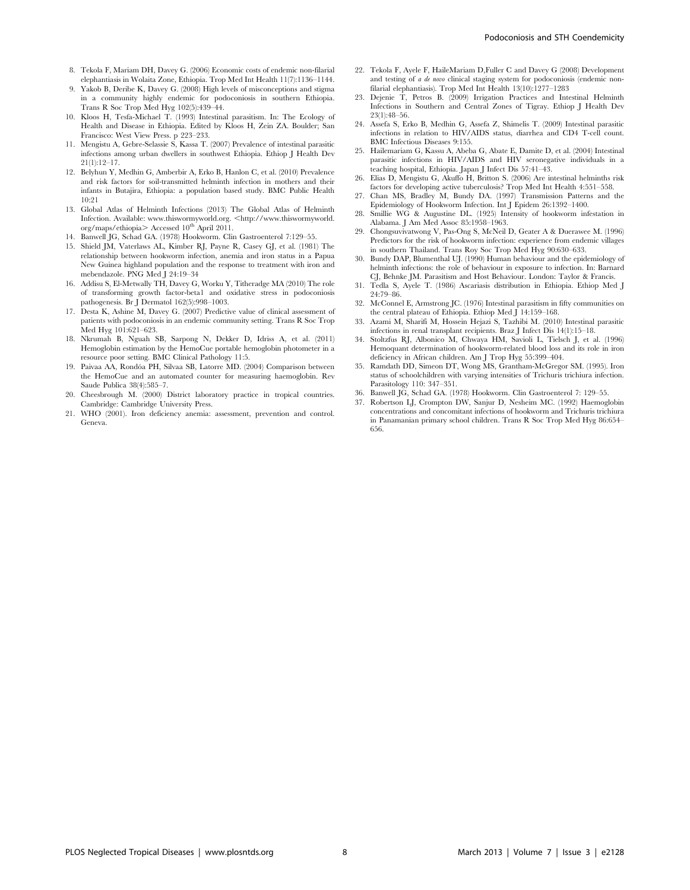8. Tekola F, Mariam DH, Davey G. (2006) Economic costs of endemic non-filarial elephantiasis in Wolaita Zone, Ethiopia. Trop Med Int Health 11(7):1136–1144.
9. Yakob B, Deribe K, Davey G. (2008) High levels of misconceptions and stigma in a community highly endemic for podoconiosis in southern Ethiopia. Trans R Soc Trop Med Hyg 102(5):439–44.
10. Kloos H, Tesfa-Michael T. (1993) Intestinal parasitism. In: The Ecology of Health and Disease in Ethiopia. Edited by Kloos H, Zein ZA. Boulder; San Francisco: West View Press. p 223–233.
11. Mengistu A, Gebre-Selassie S, Kassa T. (2007) Prevalence of intestinal parasitic infections among urban dwellers in southwest Ethiopia. Ethiop J Health Dev 21(1):12–17.
12. Belyhun Y, Medhin G, Amberbir A, Erko B, Hanlon C, et al. (2010) Prevalence and risk factors for soil-transmitted helminth infection in mothers and their infants in Butajira, Ethiopia: a population based study. BMC Public Health 10:21
13. Global Atlas of Helminth Infections (2013) The Global Atlas of Helminth Infection. Available: www.thiswormyworld.org. <http://www.thiswormyworld.org/maps/ethiopia> Accessed 10th April 2011.
14. Banwell JG, Schad GA. (1978) Hookworm. Clin Gastroenterol 7:129–55.
15. Shield JM, Vaterlaws AL, Kimber RJ, Payne R, Casey GJ, et al. (1981) The relationship between hookworm infection, anemia and iron status in a Papua New Guinea highland population and the response to treatment with iron and mebendazole. PNG Med J 24:19–34
16. Addisu S, El-Metwally TH, Davey G, Worku Y, Titheradge MA (2010) The role of transforming growth factor-beta1 and oxidative stress in podoconiosis pathogenesis. Br J Dermatol 162(5):998–1003.
17. Desta K, Ashine M, Davey G. (2007) Predictive value of clinical assessment of patients with podoconiosis in an endemic community setting. Trans R Soc Trop Med Hyg 101:621–623.
18. Nkrumah B, Nguah SB, Sarpong N, Dekker D, Idriss A, et al. (2011) Hemoglobin estimation by the HemoCue portable hemoglobin photometer in a resource poor setting. BMC Clinical Pathology 11:5.
19. Paivaa AA, Rondóa PH, Silvaa SB, Latorre MD. (2004) Comparison between the HemoCue and an automated counter for measuring haemoglobin. Rev Saude Publica 38(4):585–7.
20. Cheesbrough M. (2000) District laboratory practice in tropical countries. Cambridge: Cambridge University Press.
21. WHO (2001). Iron deficiency anemia: assessment, prevention and control. Geneva.
22. Tekola F, Ayele F, HaileMariam D,Fuller C and Davey G (2008) Development and testing of *a de novo* clinical staging system for podoconiosis (endemic non-filarial elephantiasis). Trop Med Int Health 13(10):1277–1283
23. Dejenie T, Petros B. (2009) Irrigation Practices and Intestinal Helminth Infections in Southern and Central Zones of Tigray. Ethiop J Health Dev 23(1):48–56.
24. Assefa S, Erko B, Medhin G, Assefa Z, Shimelis T. (2009) Intestinal parasitic infections in relation to HIV/AIDS status, diarrhea and CD4 T-cell count. BMC Infectious Diseases 9:155.
25. Hailemariam G, Kassu A, Abeba G, Abate E, Damite D, et al. (2004) Intestinal parasitic infections in HIV/AIDS and HIV seronegative individuals in a teaching hospital, Ethiopia. Japan J Infect Dis 57:41–43.
26. Elias D, Mengistu G, Akuffo H, Britton S. (2006) Are intestinal helminths risk factors for developing active tuberculosis? Trop Med Int Health 4:551–558.
27. Chan MS, Bradley M, Bundy DA. (1997) Transmission Patterns and the Epidemiology of Hookworm Infection. Int J Epidem 26:1392–1400.
28. Smillie WG & Augustine DL. (1925) Intensity of hookworm infestation in Alabama. J Am Med Assoc 85:1958–1963.
29. Chongsuvivatwong V, Pas-Ong S, McNeil D, Geater A & Duerawee M. (1996) Predictors for the risk of hookworm infection: experience from endemic villages in southern Thailand. Trans Roy Soc Trop Med Hyg 90:630–633.
30. Bundy DAP, Blumenthal UJ. (1990) Human behaviour and the epidemiology of helminth infections: the role of behaviour in exposure to infection. In: Barnard CJ, Behnke JM. Parasitism and Host Behaviour. London: Taylor & Francis.
31. Tedla S, Ayele T. (1986) Ascariasis distribution in Ethiopia. Ethiop Med J 24:79–86.
32. McConnel E, Armstrong JC. (1976) Intestinal parasitism in fifty communities on the central plateau of Ethiopia. Ethiop Med J 14:159–168.
33. Azami M, Sharifi M, Hossein Hejazi S, Tazhibi M. (2010) Intestinal parasitic infections in renal transplant recipients. Braz J Infect Dis 14(1):15–18.
34. Stoltzfus RJ, Albonico M, Chwaya HM, Savioli L, Tielsch J, et al. (1996) Hemoquant determination of hookworm-related blood loss and its role in iron deficiency in African children. Am J Trop Hyg 55:399–404.
35. Ramdath DD, Simeon DT, Wong MS, Grantham-McGregor SM. (1995). Iron status of schoolchildren with varying intensities of Trichuris trichiura infection. Parasitology 110: 347–351.
36. Banwell JG, Schad GA. (1978) Hookworm. Clin Gastroenterol 7: 129–55.
37. Robertson LJ, Crompton DW, Sanjur D, Nesheim MC. (1992) Haemoglobin concentrations and concomitant infections of hookworm and Trichuris trichiura in Panamanian primary school children. Trans R Soc Trop Med Hyg 86:654–656.